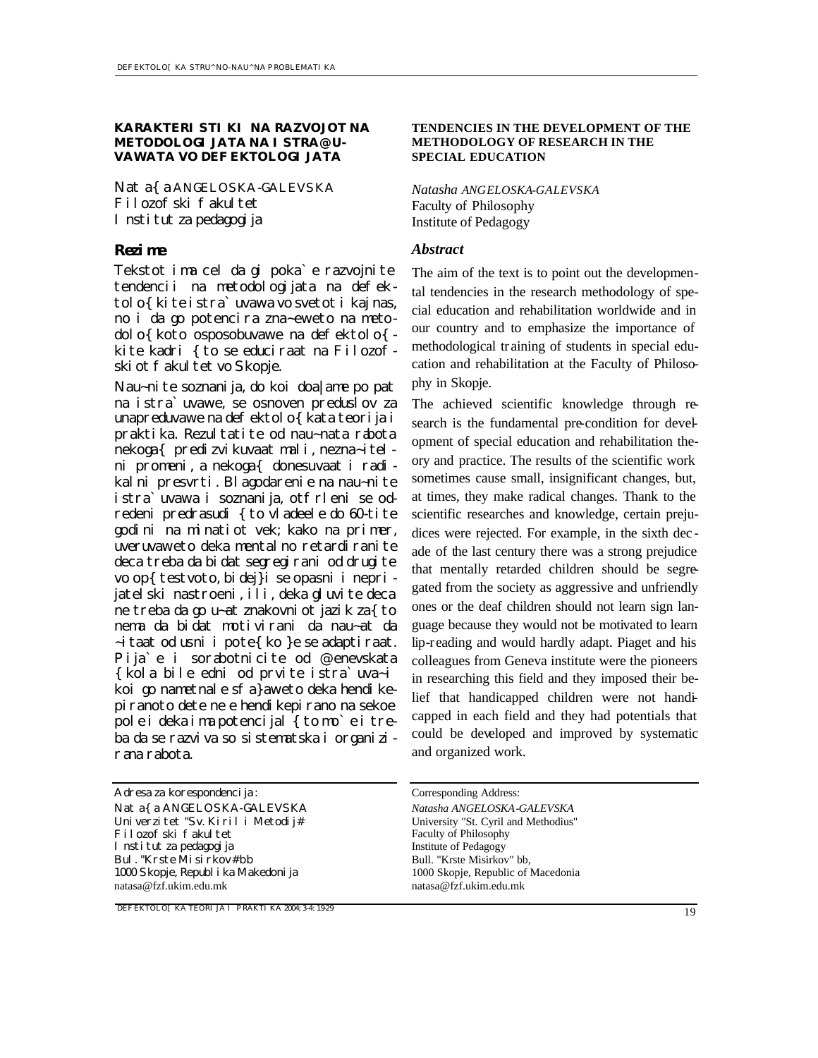**KARAKTERISTIKI NA RAZVOJOT NA METODOLOGIJATA NA ISTRA@U-VAWATA VO DEFEKTOLOGIJATA**

Nata{a ANGELOSKA-GALEVSKA
Filozofski fakultet
Institut za pedagogija

**Rezime**

Tekstot ima cel da gi poka`e razvojnite tendencii na metodologijata na defektolo{kite istra`uvawa vo svetot i kaj nas, no i da go potencira zna~eweto na metodolo{koto osposobuvawe na defektolo{kite kadri {to se educiraat na Filozofskiot fakultet vo Skopje.

Nau~nite soznanija, do koi doa|ame po pat na istra`uvawe, se osnoven preduslov za unapreduvawe na defektolo{kata teorija i praktika. Rezultatite od nau~nata rabota nekoga{ predizvikuvaat mali, nezna~itelni promeni, a nekoga{ donesuvaat i radikalni presvrti. Blagodarenie na nau~nite istra`uvawa i soznanija, otfrleni se odredeni predrasudi {to vladeele do 60-tite godini na minatiot vek; kako na primer, uveruvaweto deka mentalno retardiranite deca treba da bidat segregirani od drugite vo op{testvoto, bidej}i se opasni i neprijatelski nastroeni, ili, deka gluvite deca ne treba da go u~at znakovniot jazik za{to nema da bidat motivirani da nau~at da ~itaat od usni i pote{ko }e se adaptiraat. Pija`e i sorabotnicite od @enevskata {kola bile edni od prvite istra`uva~i koi go nametnale sfa}aweto deka hendikepiranoto dete ne e hendikepirano na sekoe pole i deka ima potencijal {to mo`e i treba da se razviva so sistematska i organizirana rabota.

Adresa za korespondencija:
Nata{a ANGELOSKA-GALEVSKA
Univerzitet "Sv. Kiril i Metodij"
Filozofski fakultet
Institut za pedagogija
Bul. "Krste Misirkov" bb
1000 Skopje, Republika Makedonija
natasa@fzf.ukim.edu.mk

**TENDENCIES IN THE DEVELOPMENT OF THE METHODOLOGY OF RESEARCH IN THE SPECIAL EDUCATION**

*Natasha ANGELOSKA-GALEVSKA*
Faculty of Philosophy
Institute of Pedagogy

***Abstract***

The aim of the text is to point out the developmental tendencies in the research methodology of special education and rehabilitation worldwide and in our country and to emphasize the importance of methodological training of students in special education and rehabilitation at the Faculty of Philosophy in Skopje.

The achieved scientific knowledge through research is the fundamental pre-condition for development of special education and rehabilitation theory and practice. The results of the scientific work sometimes cause small, insignificant changes, but, at times, they make radical changes. Thank to the scientific researches and knowledge, certain prejudices were rejected. For example, in the sixth decade of the last century there was a strong prejudice that mentally retarded children should be segregated from the society as aggressive and unfriendly ones or the deaf children should not learn sign language because they would not be motivated to learn lip-reading and would hardly adapt. Piaget and his colleagues from Geneva institute were the pioneers in researching this field and they imposed their belief that handicapped children were not handicapped in each field and they had potentials that could be developed and improved by systematic and organized work.

Corresponding Address:
*Natasha ANGELOSKA-GALEVSKA*
University "St. Cyril and Methodius"
Faculty of Philosophy
Institute of Pedagogy
Bull. "Krste Misirkov" bb,
1000 Skopje, Republic of Macedonia
natasa@fzf.ukim.edu.mk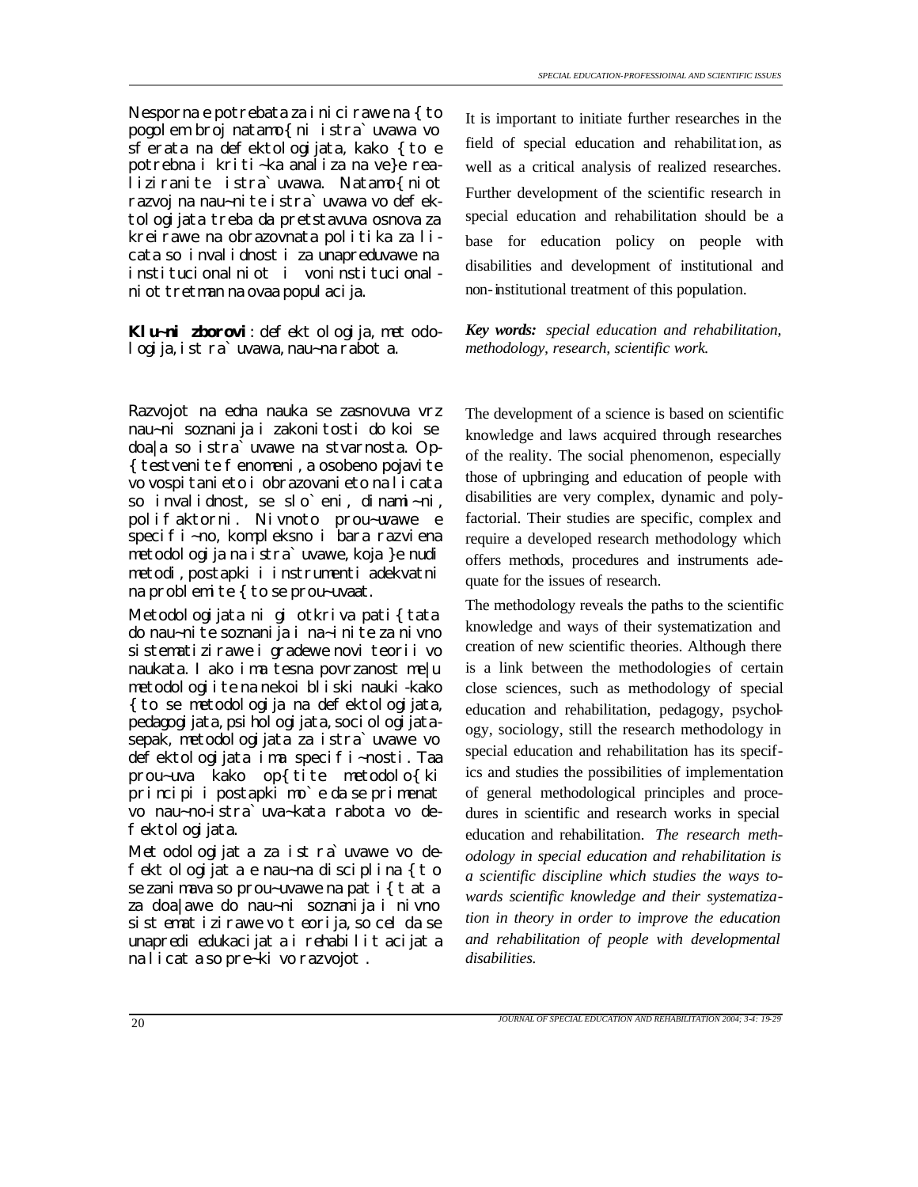Nesporna e potrebata za inicirawe na { to pogolem broj natamo{ni istra`uvawa vo sferata na defektologijata, kako { to e potrebna i kriti~ka analiza na ve}e realiziranite istra`uvawa. Natamo{niot razvoj na nau~nite istra`uvawa vo defektologijata treba da pretstavuva osnova za kreirawe na obrazovnata politika za licata so invalidnosti za unapreduvawe na institucionalniot i voninstitucionalniot tretman na ovaa populacija.

**Klu~ni zborovi**: defektologija, metodologija, istra`uvawa, nau~na rabota.

Razvojot na edna nauka se zasnovuva vrz nau~ni soznanija i zakonitosti do koi se doa|a so istra`uvawe na stvarnosta. Op{testvenite fenomeni, a osobeno pojavite vo vospitanieto i obrazovanieto na licata so invalidnost, se slo`eni, dinami~ni, polifaktorni. Nivnoto prou~uvawe e specifi~no, kompleksno i bara razviena metodologija na istra`uvawe, koja }e nudi metodi, postapki i instrumenti adekvatni na problemite { to se prou~uvaat.

Metodologijata ni gi otkriva pati{tata do nau~nite soznanija i na~inite za nivno sistematizirawe i gradewe novi teorii vo naukata. I ako ima tesna povrzanost me|u metodologiite na nekoi bliski nauki -kako { to se metodologija na defektologijata, pedagogijata, psihologijata, sociologijata-sepak, metodologijata za istra`uvawe vo defektologijata ima specifi~nosti. Taa prou~uva kako op{tite metodolo{ki principi i postapki mo`e da se primenat vo nau~no-istra`uva~kata rabota vo defektologijata.

Metodologijata za istra`uvawe vo defektologijata e nau~na disciplina { to se zanimava so prou~uvawe na pati{tata za doa|awe do nau~ni soznanija i nivno sistematizirawe vo teorija, so cel da se unapredi edukacijata i rehabilitacijata na licata so pre~ki vo razvojot.

It is important to initiate further researches in the field of special education and rehabilitation, as well as a critical analysis of realized researches. Further development of the scientific research in special education and rehabilitation should be a base for education policy on people with disabilities and development of institutional and non-institutional treatment of this population.

***Key words:*** *special education and rehabilitation, methodology, research, scientific work.*

The development of a science is based on scientific knowledge and laws acquired through researches of the reality. The social phenomenon, especially those of upbringing and education of people with disabilities are very complex, dynamic and polyfactorial. Their studies are specific, complex and require a developed research methodology which offers methods, procedures and instruments adequate for the issues of research.

The methodology reveals the paths to the scientific knowledge and ways of their systematization and creation of new scientific theories. Although there is a link between the methodologies of certain close sciences, such as methodology of special education and rehabilitation, pedagogy, psychology, sociology, still the research methodology in special education and rehabilitation has its specifics and studies the possibilities of implementation of general methodological principles and procedures in scientific and research works in special education and rehabilitation. *The research methodology in special education and rehabilitation is a scientific discipline which studies the ways towards scientific knowledge and their systematization in theory in order to improve the education and rehabilitation of people with developmental disabilities.*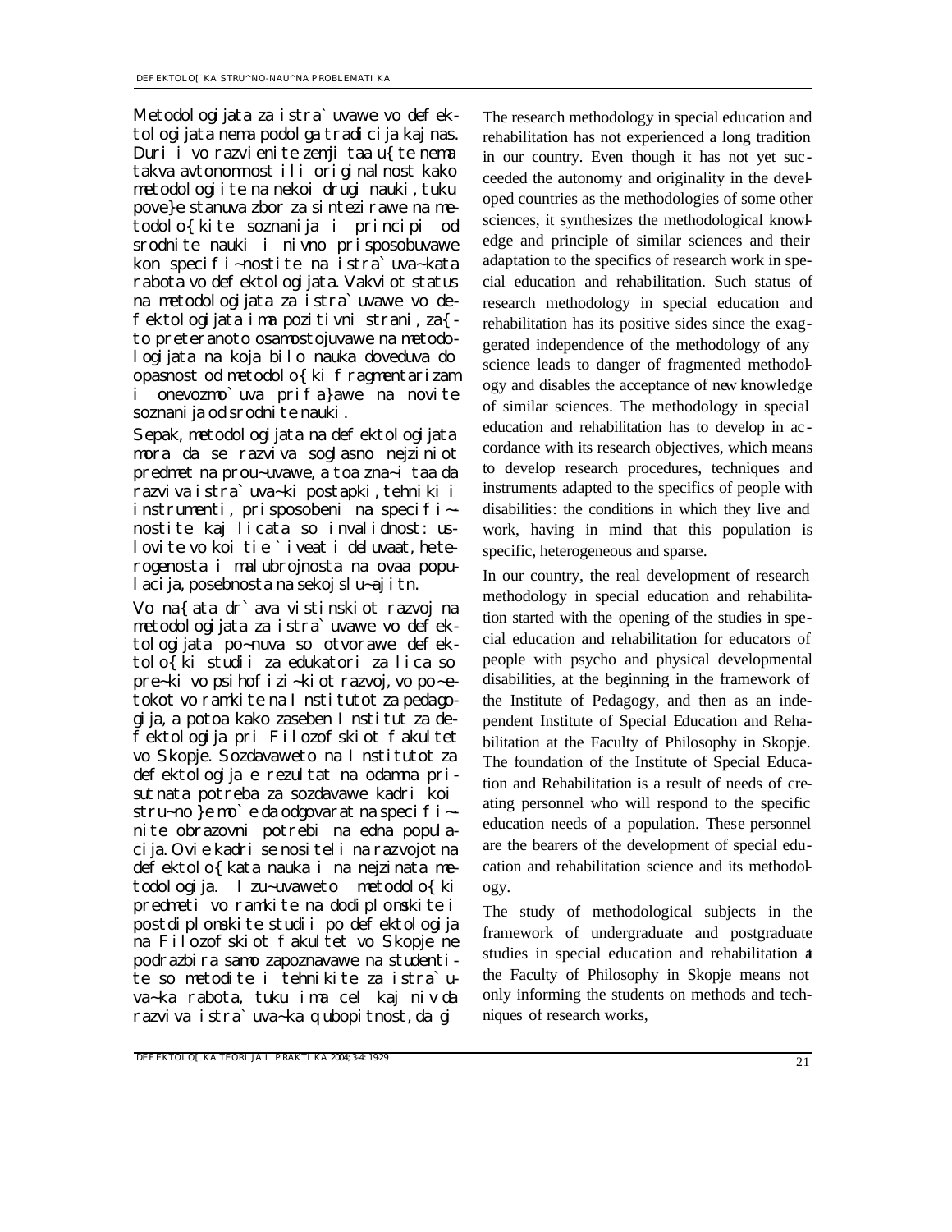Metodologijata za istra`uvawe vo defektologijata nema podolga tradicija kaj nas. Duri i vo razvienite zemji taa u{te nema takva avtonomnost ili originalnost kako metodologiite na nekoi drugi nauki, tuku pove}e stanuva zbor za sintezirawe na metodolo{kite soznanija i principi od srodnite nauki i nivno prisposobuvawe kon specifi~nostite na istra`uva~kata rabota vo defektologijata. Vakviot status na metodologijata za istra`uvawe vo defektologijata ima pozitivni strani, za{to preteranoto osamostojuvawe na metodologijata na koja bilo nauka doveduva do opasnost od metodolo{ki fragmentarizam i onevozmo`uva prifa}awe na novite soznanija od srodnite nauki.

Sepak, metodologijata na defektologijata mora da se razviva soglasno nejziniot predmet na prou~uvawe, a toa zna~i taa da razviva istra`uva~ki postapki, tehniki i instrumenti, prisposobeni na specifi~nostite kaj licata so invalidnost: uslovite vo koi tie `iveat i deluvaat, heterogenosta i malubrojnosta na ovaa populacija, posebnosta na sekoj slu~aj itn.

Vo na{ata dr`ava vistinskiot razvoj na metodologijata za istra`uvawe vo defektologijata po~nuva so otvorawe defektolo{ki studii za edukatori za lica so pre~ki vo psihofizi~kiot razvoj, vo po~etokot vo ramkite na Institutot za pedagogija, a potoa kako zaseben Institut za defektologija pri Filozofskiot fakultet vo Skopje. Sozdavaweto na Institutot za defektologija e rezultat na odamna prisutnata potreba za sozdavawe kadri koi stru~no }e mo`e da odgovarat na specifi~nite obrazovni potrebi na edna populacija. Ovie kadri se nositeli na razvojot na defektolo{kata nauka i na nejzinata metodologija. Izu~uvaweto metodolo{ki predmeti vo ramkite na dodiplomskite i postdiplomskite studii po defektologija na Filozofskiot fakultet vo Skopje ne podrazbira samo zapoznavawe na studentite so metodite i tehnikite za istra`uva~ka rabota, tuku ima cel kaj niv da razviva istra`uva~ka qubopitnost, da gi

The research methodology in special education and rehabilitation has not experienced a long tradition in our country. Even though it has not yet succeeded the autonomy and originality in the developed countries as the methodologies of some other sciences, it synthesizes the methodological knowledge and principle of similar sciences and their adaptation to the specifics of research work in special education and rehabilitation. Such status of research methodology in special education and rehabilitation has its positive sides since the exaggerated independence of the methodology of any science leads to danger of fragmented methodology and disables the acceptance of new knowledge of similar sciences. The methodology in special education and rehabilitation has to develop in accordance with its research objectives, which means to develop research procedures, techniques and instruments adapted to the specifics of people with disabilities: the conditions in which they live and work, having in mind that this population is specific, heterogeneous and sparse.

In our country, the real development of research methodology in special education and rehabilitation started with the opening of the studies in special education and rehabilitation for educators of people with psycho and physical developmental disabilities, at the beginning in the framework of the Institute of Pedagogy, and then as an independent Institute of Special Education and Rehabilitation at the Faculty of Philosophy in Skopje. The foundation of the Institute of Special Education and Rehabilitation is a result of needs of creating personnel who will respond to the specific education needs of a population. These personnel are the bearers of the development of special education and rehabilitation science and its methodology.

The study of methodological subjects in the framework of undergraduate and postgraduate studies in special education and rehabilitation at the Faculty of Philosophy in Skopje means not only informing the students on methods and techniques of research works,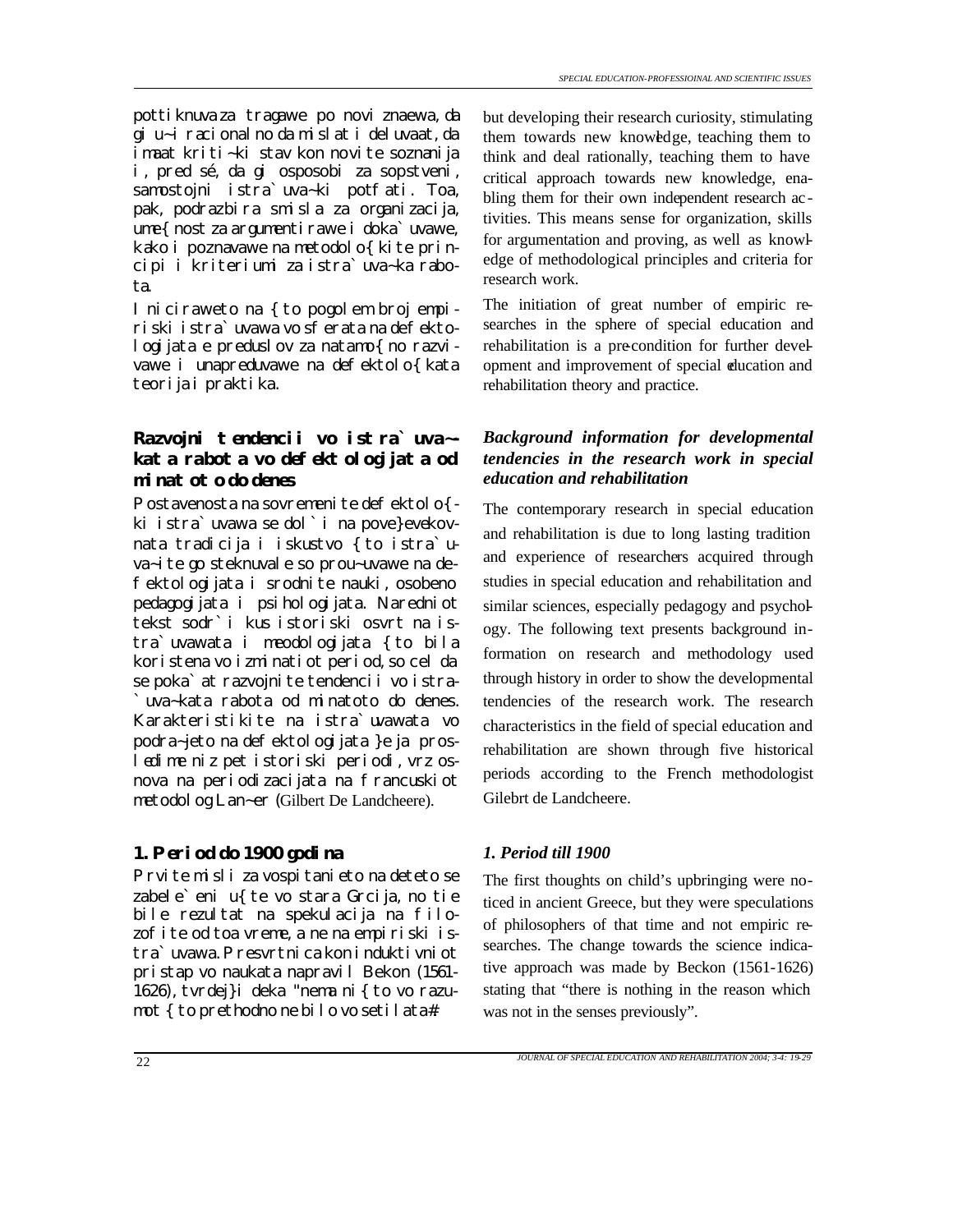pottiknuva za tragawe po novi znaewa, da gi u~i racionalno da mislat i deluvaat, da imaat kriti~ki stav kon novite soznanija i, pred sé, da gi osposobi za sopstveni, samostojni istra`uva~ki potfati. Toa, pak, podrazbira smisla za organizacija, ume{nost za argumentirawe i doka`uvawe, kako i poznavawe na metodolo{kite principi i kriteriumi za istra`uva~ka rabota.

Iniciraweto na {to pogolem broj empiriski istra`uvawa vo sferata na defektologijata e preduslov za natamo{no razvivawe i unapreduvawe na defektolo{kata teorija i praktika.

but developing their research curiosity, stimulating them towards new knowledge, teaching them to think and deal rationally, teaching them to have critical approach towards new knowledge, enabling them for their own independent research activities. This means sense for organization, skills for argumentation and proving, as well as knowledge of methodological principles and criteria for research work.

The initiation of great number of empiric researches in the sphere of special education and rehabilitation is a pre-condition for further development and improvement of special education and rehabilitation theory and practice.

## Razvojni tendencii vo istra`uva~kata rabota vo defektologijata od minatoto do denes

Postavenosta na sovremenite defektolo{ki istra`uvawa se dol`i na pove}evekovnata tradicija i iskustvo {to istra`uva~ite go steknuvale so prou~uvawe na defektologijata i srodnite nauki, osobeno pedagogijata i psihologijata. Naredniot tekst sodr`i kus istoriski osvrt na istra`uvawata i meodologijata {to bila koristena vo izminatiot period, so cel da se poka`at razvojnite tendencii vo istra`uva~kata rabota od minatoto do denes. Karakteristikite na istra`uvawata vo podra~jeto na defektologijata }e ja prosledime niz pet istoriski periodi, vrz osnova na periodizacijata na francuskiot metodolog Lan~er (Gilbert De Landcheere).

## *Background information for developmental tendencies in the research work in special education and rehabilitation*

The contemporary research in special education and rehabilitation is due to long lasting tradition and experience of researchers acquired through studies in special education and rehabilitation and similar sciences, especially pedagogy and psychology. The following text presents background information on research and methodology used through history in order to show the developmental tendencies of the research work. The research characteristics in the field of special education and rehabilitation are shown through five historical periods according to the French methodologist Gilebrt de Landcheere.

### 1. Period do 1900 godina

Prvite misli za vospitanieto na deteto se zabele`eni u{te vo stara Grcija, no tie bile rezultat na spekulacija na filozofite od toa vreme, a ne na empiriski istra`uvawa. Presvrtnica kon induktivniot pristap vo naukata napravil Bekon (1561-1626), tvrdej}i deka "nema ni{to vo razumot {to prethodno ne bilo vo setilata#

### *1. Period till 1900*

The first thoughts on child's upbringing were noticed in ancient Greece, but they were speculations of philosophers of that time and not empiric researches. The change towards the science indicative approach was made by Beckon (1561-1626) stating that "there is nothing in the reason which was not in the senses previously".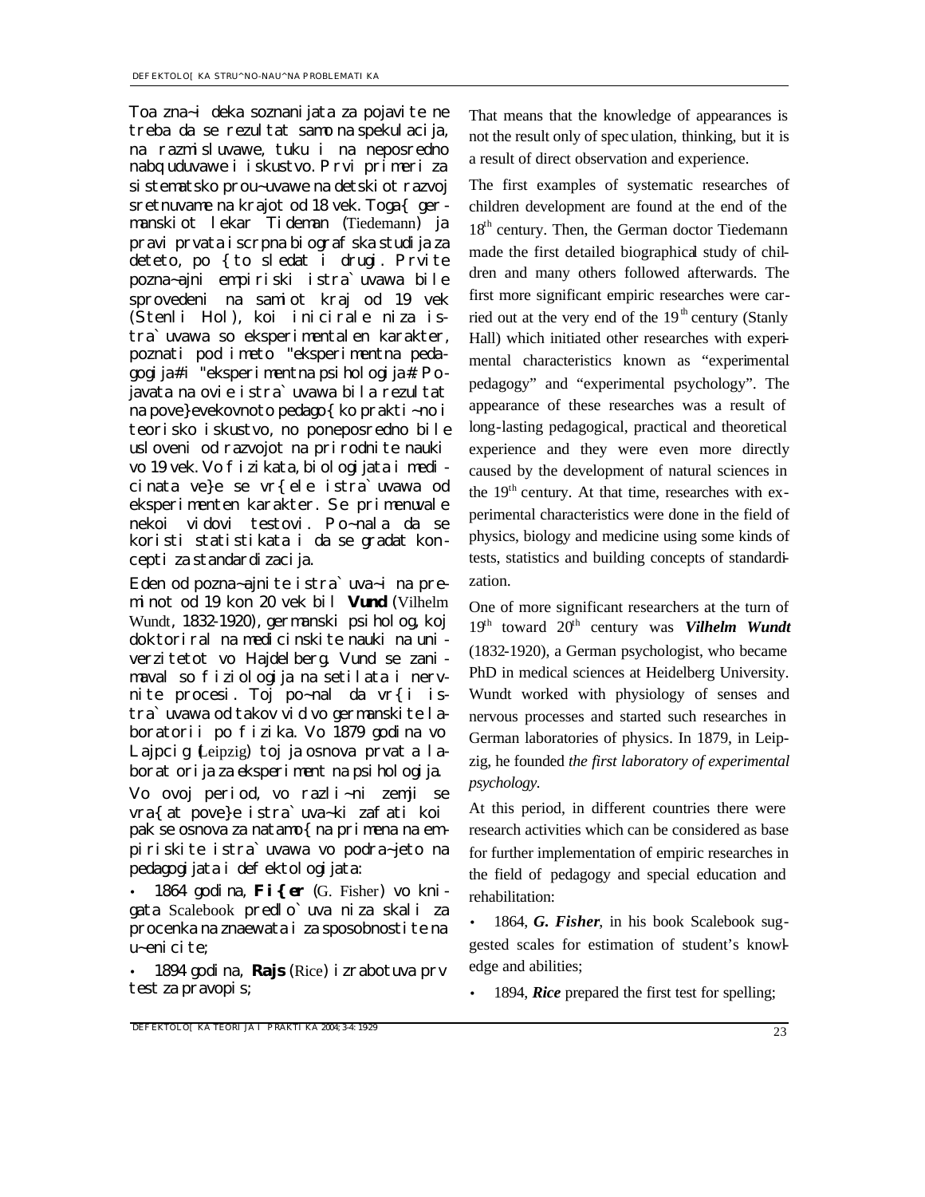Toa zna~i deka soznanijata za pojavite ne treba da se rezultat samo na spekulacija, na razmisluvawe, tuku i na neposredno nabqu­duvawe i iskustvo. Prvi primeri za sistematsko prou~uvawe na detskiot razvoj sretnuvame na krajot od 18 vek. Toga{ germanskiot lekar Tideman (Tiedemann) ja pravi prvata iscrpna biografska studija za deteto, po {to sledat i drugi. Prvite pozna~ajni empiriski istra`uvawa bile sprovedeni na samiot kraj od 19 vek (Stenli Hol), koi inicirale niza istra`uvawa so eksperimentalen karakter, poznati pod imeto "eksperimentna pedagogija# i "eksperimentna psihologija#. Pojavata na ovie istra`uvawa bila rezultat na pove}evekovnoto pedago{ko prakti~no i teorisko iskustvo, no poneposredno bile uslo­veni od razvojot na prirodnite nauki vo 19 vek. Vo fizikata, biologijata i medicinata ve}e se vr{ele istra`uvawa od eksperimenten karakter. Se primenuvale nekoi vidovi testovi. Po~nala da se koristi statistikata i da se gradat koncepti za standardizacija.

Eden od pozna~ajnite istra`uva~i na preminot od 19 kon 20 vek bil **Vund** (Vilhelm Wundt, 1832-1920), germanski psiholog, koj doktoriral na medicinskite nauki na univerzitetot vo Hajdelberg. Vund se zanimaval so fiziologija na setilata i nervnite procesi. Toj po~nal da vr{i istra`uvawa od takov vid vo germanskite laboratorii po fizika. Vo 1879 godina vo Lajpcig (Leipzig) toj ja osnova prvata laboratorija za eksperiment na psihologija.

Vo ovoj period, vo razli~ni zemji se vra{at pove}e istra`uva~ki zafati koi pak se osnova za natamo{na primena na empiriskite istra`uvawa vo podra~jeto na pedagogijata i defektologijata:

- 1864 godina, **Fi{er** (G. Fisher) vo knigata Scalebook predlo`uva niza skali za procenka na znaewata i za sposobnostite na u~enicite;
- 1894 godina, **Rajs** (Rice) izrabotuva prv test za pravopis;

That means that the knowledge of appearances is not the result only of speculation, thinking, but it is a result of direct observation and experience.

The first examples of systematic researches of children development are found at the end of the 18th century. Then, the German doctor Tiedemann made the first detailed biographical study of children and many others followed afterwards. The first more significant empiric researches were carried out at the very end of the 19th century (Stanly Hall) which initiated other researches with experimental characteristics known as “experimental pedagogy” and “experimental psychology”. The appearance of these researches was a result of long-lasting pedagogical, practical and theoretical experience and they were even more directly caused by the development of natural sciences in the 19th century. At that time, researches with experimental characteristics were done in the field of physics, biology and medicine using some kinds of tests, statistics and building concepts of standardization.

One of more significant researchers at the turn of 19th toward 20th century was ***Vilhelm Wundt*** (1832-1920), a German psychologist, who became PhD in medical sciences at Heidelberg University. Wundt worked with physiology of senses and nervous processes and started such researches in German laboratories of physics. In 1879, in Leipzig, he founded *the first laboratory of experimental psychology.*

At this period, in different countries there were research activities which can be considered as base for further implementation of empiric researches in the field of pedagogy and special education and rehabilitation:

- 1864, ***G. Fisher***, in his book Scalebook suggested scales for estimation of student’s knowledge and abilities;
- 1894, ***Rice*** prepared the first test for spelling;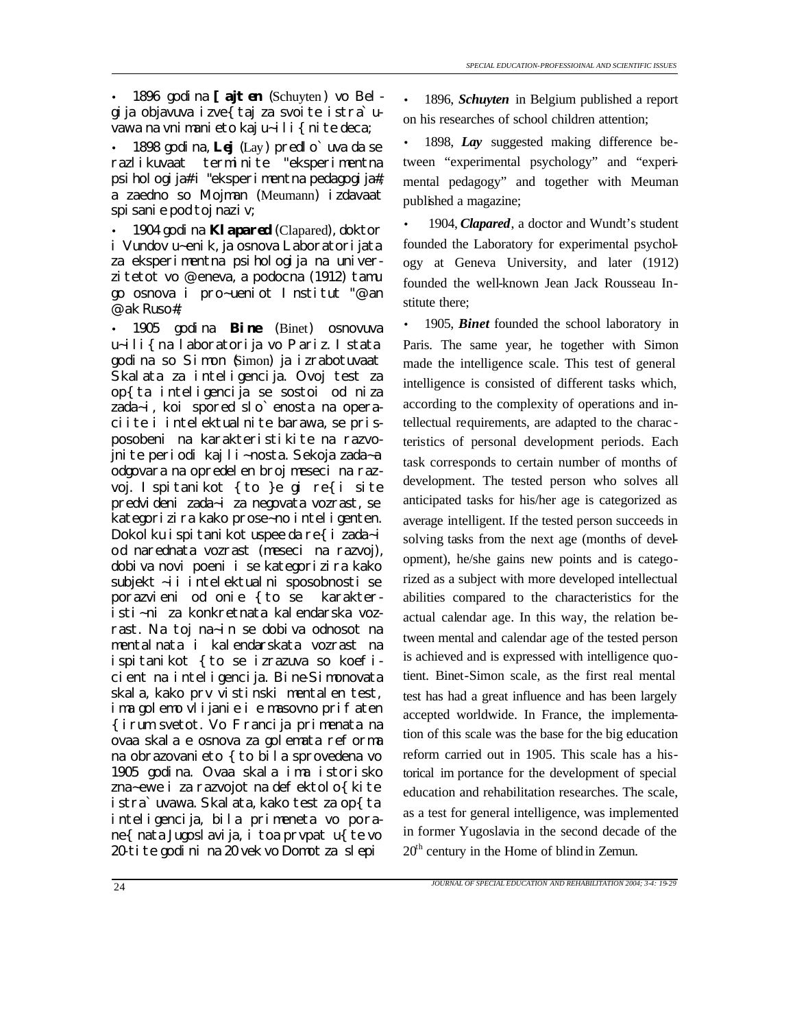- 1896 godina **[ajten** (Schuyten) vo Belgija objavuva izve{taj za svoite istra`uvawa na vnimanieto kaj u~ili{nite deca;
- 1898 godina, **Lej** (Lay) predlo`uva da se razlikuvaat terminite "eksperimentna psihologija" i "eksperimentna pedagogija", a zaedno so Mojman (Meumann) izdavaat spisanie pod toj naziv;
- 1904 godina **Klapared** (Clapared), doktor i Vundov u~enik, ja osnova Laboratorijata za eksperimentna psihologija na univerzitetot vo @eneva, a podocna (1912) tamu go osnova i pro~ueniot Institut "@an @ak Ruso";
- 1905 godina **Bine** (Binet) osnovuva u~ili{na laboratorija vo Pariz. Istata godina so Simon (Simon) ja izrabotuvaat Skalata za inteligencija. Ovoj test za op{ta inteligencija se sostoi od niza zada~i, koi spored slo`enosta na operaciite i intelektualnite barawa, se prisposobeni na karakteristikite na razvojnite periodi kaj li~nosta. Sekoja zada~a odgovara na opredelen broj meseci na razvoj. Ispitanikot {to }e gi re{i site predvideni zada~i za negovata vozrast, se kategorizira kako prose~no inteligenten. Dokolku ispitanikot uspee da re{i zada~i od narednata vozrast (meseci na razvoj), dobiva novi poeni i se kategorizira kako subjekt ~ii intelektualni sposobnosti se porazvieni od onie {to se karakteristi~ni za konkretnata kalendarska vozrast. Na toj na~in se dobiva odnosot na mentalnata i kalendarskata vozrast na ispitanikot {to se izrazuva so koeficient na inteligencija. Bine-Simonovata skala, kako prv vistinski mentalen test, ima golemo vlijanie i e masovno prifaten {irum svetot. Vo Francija primenata na ovaa skala e osnova za golemata reforma na obrazovanieto {to bila sprovedena vo 1905 godina. Ovaa skala ima istorisko zna~ewe i za razvojot na defektolo{kite istra`uvawa. Skalata, kako test za op{ta inteligencija, bila primeneta vo porane{nata Jugoslavija, i toa prvpat u{te vo 20-tite godini na 20 vek vo Domot za slepi

- 1896, ***Schuyten*** in Belgium published a report on his researches of school children attention;
- 1898, ***Lay*** suggested making difference between "experimental psychology" and "experimental pedagogy" and together with Meuman published a magazine;
- 1904, ***Clapared***, a doctor and Wundt's student founded the Laboratory for experimental psychology at Geneva University, and later (1912) founded the well-known Jean Jack Rousseau Institute there;
- 1905, ***Binet*** founded the school laboratory in Paris. The same year, he together with Simon made the intelligence scale. This test of general intelligence is consisted of different tasks which, according to the complexity of operations and intellectual requirements, are adapted to the characteristics of personal development periods. Each task corresponds to certain number of months of development. The tested person who solves all anticipated tasks for his/her age is categorized as average intelligent. If the tested person succeeds in solving tasks from the next age (months of development), he/she gains new points and is categorized as a subject with more developed intellectual abilities compared to the characteristics for the actual calendar age. In this way, the relation between mental and calendar age of the tested person is achieved and is expressed with intelligence quotient. Binet-Simon scale, as the first real mental test has had a great influence and has been largely accepted worldwide. In France, the implementation of this scale was the base for the big education reform carried out in 1905. This scale has a historical importance for the development of special education and rehabilitation researches. The scale, as a test for general intelligence, was implemented in former Yugoslavia in the second decade of the 20th century in the Home of blind in Zemun.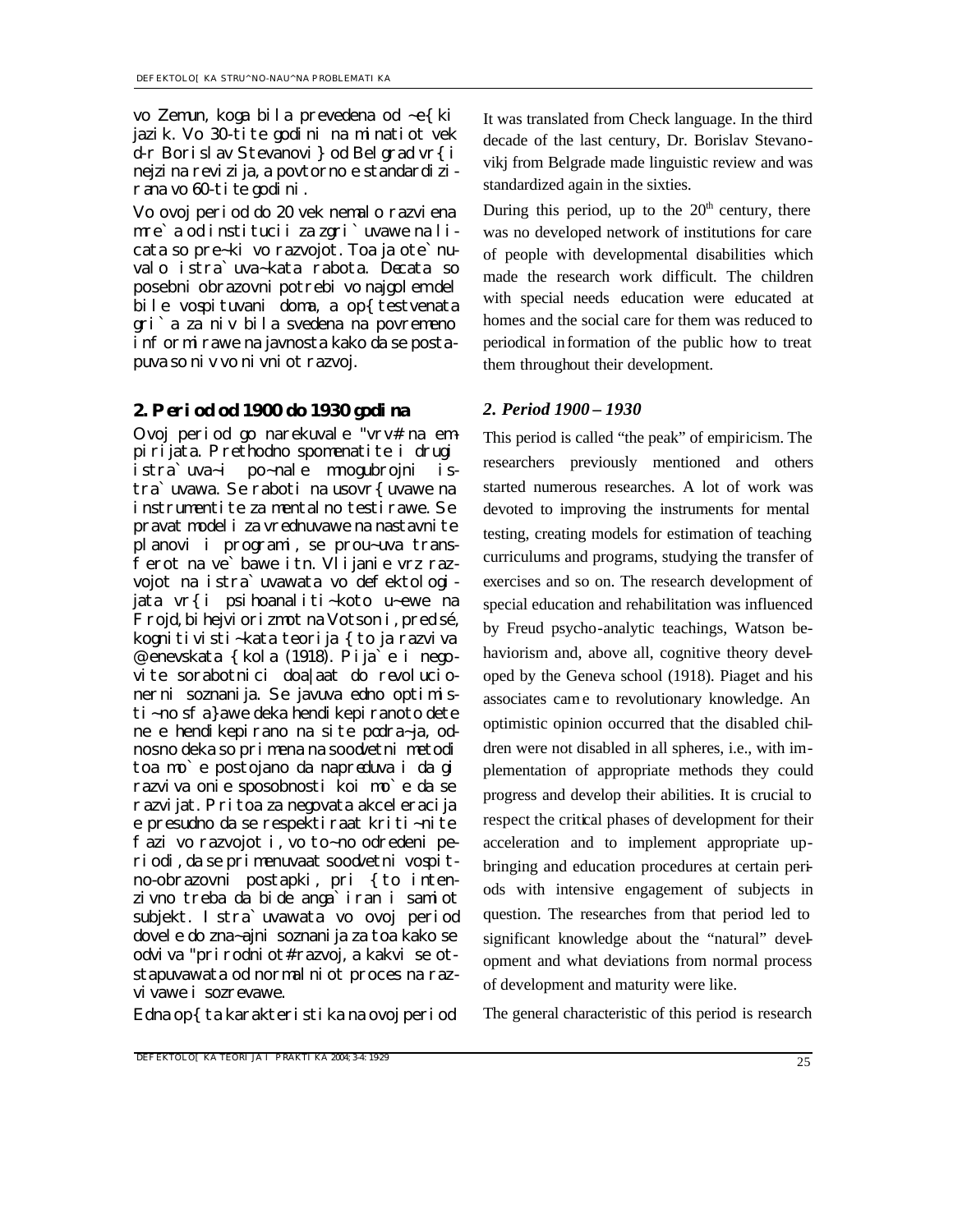vo Zemun, koga bila prevedena od ~e{ki jazik. Vo 30-tite godini na minatiot vek d-r Borislav Stevanovi} od Belgrad vr{i nejzina revizija, a povtorno e standardizirana vo 60-tite godini.

Vo ovoj period do 20 vek nemalo razviena mre`a od institucii za zgri`uvawe na licata so pre~ki vo razvojot. Toa ja ote`nuvalo istra`uva~kata rabota. Decata so posebni obrazovni potrebi vo najgolem del bile vospituvani doma, a op{testvenata gri`a za niv bila svedena na povremeno informirawe na javnosta kako da se postapuva so niv vo nivniot razvoj.

## 2. Period od 1900 do 1930 godina

Ovoj period go narekuvale "vrv" na empirijata. Prethodno spomenatite i drugi istra`uva~i po~nale mnogubrojni istra`uvawa. Se raboti na usovr{uvawe na instrumentite za mentalno testirawe. Se pravat modeli za vrednuvawe na nastavnite planovi i programi, se prou~uva transferot na ve`bawe itn. Vlijanie vrz razvojot na istra`uvawata vo defektologijata vr{i psihoanaliti~koto u~ewe na Frojd, bihejviorizmot na Votson i, predsé, kognitivisti~kata teorija {to ja razviva @enevskata {kola (1918). Pija`e i negovite sorabotnici doa|aat do revolucionerni soznanija. Se javuva edno optimisti~no sfa}awe deka hendikepiranoto dete ne e hendikepirano na site podra~ja, odnosno deka so primena na soodvetni metodi toa mo`e postojano da napreduva i da gi razviva onie sposobnosti koi mo`e da se razvijat. Pritoa za negovata akceleracija e presudno da se respektiraat kriti~nite fazi vo razvojot i, vo to~no odredeni periodi, da se primenuvaat soodvetni vospitno-obrazovni postapki, pri {to intenzivno treba da bide anga`iran i samiot subjekt. Istra`uvawata vo ovoj period dovele do zna~ajni soznanija za toa kako se odviva "prirodniot" razvoj, a kakvi se otstapuvawata od normalniot proces na razvivawe i sozrevawe.

Edna op{ta karakteristika na ovoj period

It was translated from Check language. In the third decade of the last century, Dr. Borislav Stevanovikj from Belgrade made linguistic review and was standardized again in the sixties.

During this period, up to the 20[th] century, there was no developed network of institutions for care of people with developmental disabilities which made the research work difficult. The children with special needs education were educated at homes and the social care for them was reduced to periodical information of the public how to treat them throughout their development.

## *2. Period 1900 – 1930*

This period is called "the peak" of empiricism. The researchers previously mentioned and others started numerous researches. A lot of work was devoted to improving the instruments for mental testing, creating models for estimation of teaching curriculums and programs, studying the transfer of exercises and so on. The research development of special education and rehabilitation was influenced by Freud psycho-analytic teachings, Watson behaviorism and, above all, cognitive theory developed by the Geneva school (1918). Piaget and his associates came to revolutionary knowledge. An optimistic opinion occurred that the disabled children were not disabled in all spheres, i.e., with implementation of appropriate methods they could progress and develop their abilities. It is crucial to respect the critical phases of development for their acceleration and to implement appropriate upbringing and education procedures at certain periods with intensive engagement of subjects in question. The researches from that period led to significant knowledge about the "natural" development and what deviations from normal process of development and maturity were like.

The general characteristic of this period is research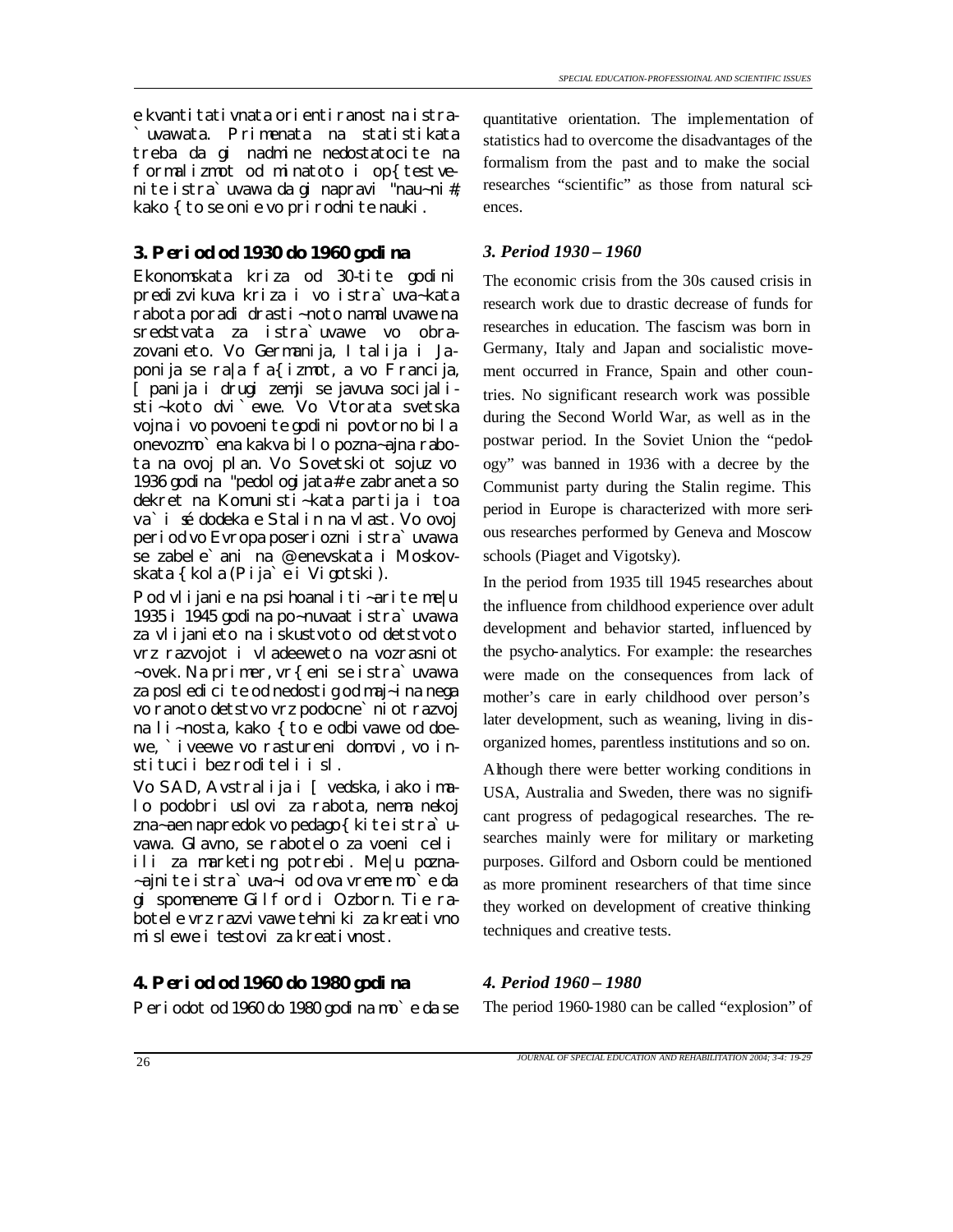e kvantitativnata orientiranost na istra`uvawata. Primenata na statistikata treba da gi nadmine nedostatocite na formalizmot od minatoto i op{testvenite istra`uvawa da gi napravi "nau~ni#, kako {to se onie vo prirodnite nauki.

### 3. Period od 1930 do 1960 godina

Ekonomskata kriza od 30-tite godini predizvikuva kriza i vo istra`uva~kata rabota poradi drasti~noto namaluvawe na sredstvata za istra`uvawe vo obrazovanieto. Vo Germanija, Italija i Japonija se ra|a fa{izmot, a vo Francija, [panija i drugi zemji se javuva socijalisti~koto dvi`ewe. Vo Vtorata svetska vojna i vo povoenite godini povtorno bila onevozmo`ena kakva bilo pozna~ajna rabota na ovoj plan. Vo Sovetskiot sojuz vo 1936 godina "pedologijata# e zabraneta so dekret na Komunisti~kata partija i toa va`i sé dodeka e Stalin na vlast. Vo ovoj period vo Evropa poseriozni istra`uvawa se zabele`ani na @enevskata i Moskovskata {kola (Pija`e i Vigotski).

Pod vlijanie na psihoanaliti~arite me|u 1935 i 1945 godina po~nuvaat istra`uvawa za vlijanieto na iskustvoto od detstvoto vrz razvojot i vladeeweto na vozrasniot ~ovek. Na primer, vr{eni se istra`uvawa za posledicite od nedostig od maj~ina nega vo ranoto detstvo vrz podocne`niot razvoj na li~nosta, kako {to e odbivawe od doewe, `iveewe vo rastureni domovi, vo institucii bez roditeli i sl.

Vo SAD, Avstralija i [vedska, iako imalo podobri uslovi za rabota, nema nekoj zna~aen napredok vo pedago{kite istra`uvawa. Glavno, se rabotelo za voeni celi ili za marketing potrebi. Me|u pozna~ajnite istra`uva~i od ova vreme mo`e da gi spomeneme Gilford i Ozborn. Tie rabotele vrz razvivawe tehniki za kreativno mislewe i testovi za kreativnost.

### 4. Period od 1960 do 1980 godina

Periodot od 1960 do 1980 godina mo`e da se

quantitative orientation. The implementation of statistics had to overcome the disadvantages of the formalism from the past and to make the social researches "scientific" as those from natural sciences.

### *3. Period 1930 – 1960*

The economic crisis from the 30s caused crisis in research work due to drastic decrease of funds for researches in education. The fascism was born in Germany, Italy and Japan and socialistic movement occurred in France, Spain and other countries. No significant research work was possible during the Second World War, as well as in the postwar period. In the Soviet Union the "pedology" was banned in 1936 with a decree by the Communist party during the Stalin regime. This period in Europe is characterized with more serious researches performed by Geneva and Moscow schools (Piaget and Vigotsky).

In the period from 1935 till 1945 researches about the influence from childhood experience over adult development and behavior started, influenced by the psycho-analytics. For example: the researches were made on the consequences from lack of mother's care in early childhood over person's later development, such as weaning, living in disorganized homes, parentless institutions and so on.

Although there were better working conditions in USA, Australia and Sweden, there was no significant progress of pedagogical researches. The researches mainly were for military or marketing purposes. Gilford and Osborn could be mentioned as more prominent researchers of that time since they worked on development of creative thinking techniques and creative tests.

### *4. Period 1960 – 1980*

The period 1960-1980 can be called "explosion" of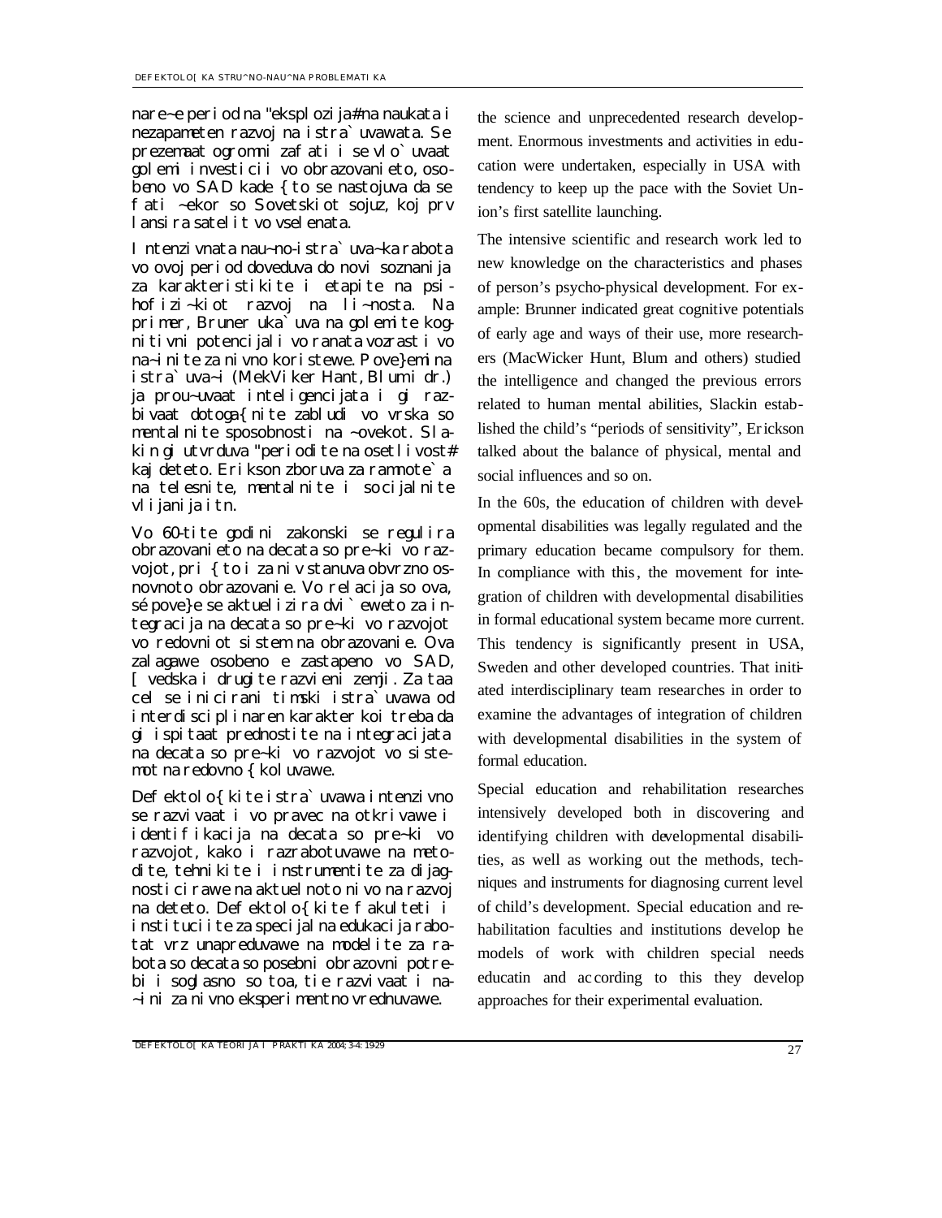nare~e period na "eksplozija# na naukata i nezapameten razvoj na istra`uvawata. Se prezemaat ogromni zafati i se vlo`uvaat golemi investicii vo obrazovanieto, osobeno vo SAD kade {to se nastojuva da se fati ~ekor so Sovetskiot sojuz, koj prv lansira satelit vo vselenata.

Intenzivnata nau~no-istra`uva~ka rabota vo ovoj period doveduva do novi soznanija za karakteristikite i etapite na psihofizi~kiot razvoj na li~nosta. Na primer, Bruner uka`uva na golemite kognitivni potencijali vo ranata vozrast i vo na~inite za nivno koristewe. Pove}emina istra`uva~i (MekViker Hant, Blum i dr.) ja prou~uvaat inteligencijata i gi razbivaat dotoga{nite zabludi vo vrska so mentalnite sposobnosti na ~ovekot. Slakin gi utvrduva "periodite na osetlivost# kaj deteto. Erikson zboruva za ramnote`a na telesnite, mentalnite i socijalnite vlijanija itn.

Vo 60-tite godini zakonski se regulira obrazovanieto na decata so pre~ki vo razvojot, pri {to i za niv stanuva obvrzno osnovnoto obrazovanie. Vo relacija so ova, sé pove}e se aktuelizira dvi`eweto za integracija na decata so pre~ki vo razvojot vo redovniot sistem na obrazovanie. Ova zalagawe osobeno e zastapeno vo SAD, [vedska i drugite razvieni zemji. Za taa cel se inicirani timski istra`uvawa od interdisciplinaren karakter koi treba da gi ispitaat prednostite na integracijata na decata so pre~ki vo razvojot vo sistemot na redovno {koluvawe.

Defektolo{kite istra`uvawa intenzivno se razvivaat i vo pravec na otkrivawe i identifikacija na decata so pre~ki vo razvojot, kako i razrabotuvawe na metodite, tehnikite i instrumentite za dijagnosticirawe na aktuelnoto nivo na razvoj na deteto. Defektolo{kite fakulteti i instituciite za specijalna edukacija rabotat vrz unapreduvawe na modelite za rabota so decata so posebni obrazovni potrebi i soglasno so toa, tie razvivaat i na~ini za nivno eksperimentno vrednuvawe.

the science and unprecedented research development. Enormous investments and activities in education were undertaken, especially in USA with tendency to keep up the pace with the Soviet Union's first satellite launching.

The intensive scientific and research work led to new knowledge on the characteristics and phases of person's psycho-physical development. For example: Brunner indicated great cognitive potentials of early age and ways of their use, more researchers (MacWicker Hunt, Blum and others) studied the intelligence and changed the previous errors related to human mental abilities, Slackin established the child's "periods of sensitivity", Erickson talked about the balance of physical, mental and social influences and so on.

In the 60s, the education of children with developmental disabilities was legally regulated and the primary education became compulsory for them. In compliance with this, the movement for integration of children with developmental disabilities in formal educational system became more current. This tendency is significantly present in USA, Sweden and other developed countries. That initiated interdisciplinary team researches in order to examine the advantages of integration of children with developmental disabilities in the system of formal education.

Special education and rehabilitation researches intensively developed both in discovering and identifying children with developmental disabilities, as well as working out the methods, techniques and instruments for diagnosing current level of child's development. Special education and rehabilitation faculties and institutions develop the models of work with children special needs educatin and according to this they develop approaches for their experimental evaluation.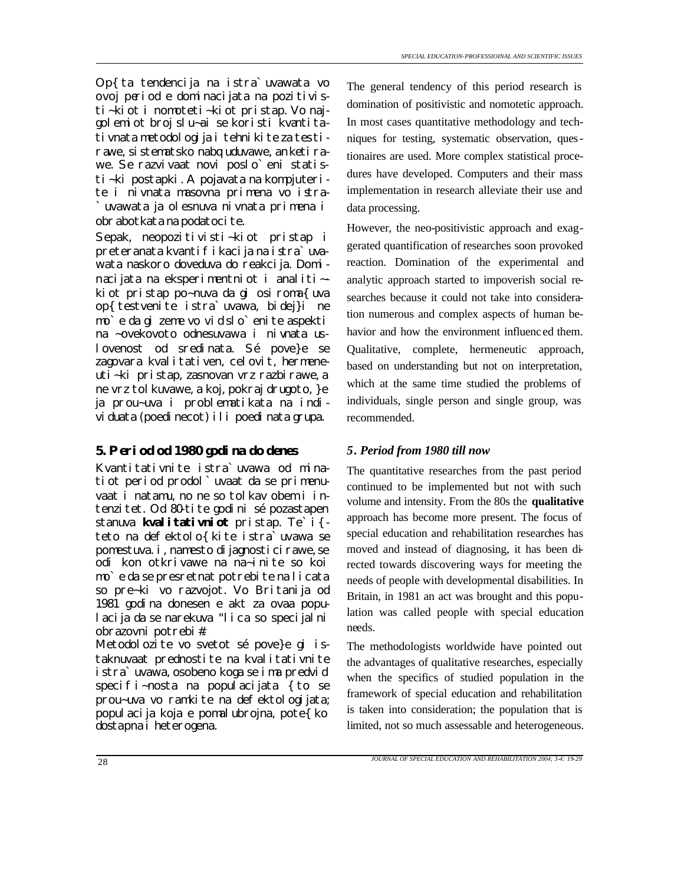Op{ta tendencija na istra`uvawata vo ovoj period e dominacijata na pozitivisti~kiot i nomoteti~kiot pristap. Vo najgolemiot broj slu~ai se koristi kvantitativnata metodologija i tehnikite za testirawe, sistematsko nabquduvawe, anketirawe. Se razvivaat novi poslo`eni statisti~ki postapki. A pojavata na kompjuterite i nivnata masovna primena vo istra`uvawata ja olesnuva nivnata primena i obrabotkata na podatocite.

Sepak, neopozitivisti~kiot pristap i preteranata kvantifikacija na istra`uvawata naskoro doveduva do reakcija. Dominacijata na eksperimentniot i analiti~kiot pristap po~nuva da gi osiroma{uva op{testvenite istra`uvawa, bidej}i ne mo`e da gi zeme vo vid slo`enite aspekti na ~ovekovoto odnesuvawe i nivnata uslovenost od sredinata. Sé pove}e se zagovara kvalitativen, celovit, hermeneuti~ki pristap, zasnovan vrz razbirawe, a ne vrz tolkuvawe, a koj, pokraj drugoto, }e ja prou~uva i problematikata na individuata (poedinecot) ili poedinata grupa.

The general tendency of this period research is domination of positivistic and nomotetic approach. In most cases quantitative methodology and techniques for testing, systematic observation, questionaires are used. More complex statistical procedures have developed. Computers and their mass implementation in research alleviate their use and data processing.

However, the neo-positivistic approach and exaggerated quantification of researches soon provoked reaction. Domination of the experimental and analytic approach started to impoverish social researches because it could not take into consideration numerous and complex aspects of human behavior and how the environment influenced them. Qualitative, complete, hermeneutic approach, based on understanding but not on interpretation, which at the same time studied the problems of individuals, single person and single group, was recommended.

## 5. Period od 1980 godina do denes

Kvantitativnite istra`uvawa od minatiot period prodol`uvaat da se primenuvaat i natamu, no ne so tolkav obem i intenzitet. Od 80-tite godini sé pozastapen stanuva **kvalitativniot** pristap. Te`i{teto na defektolo{kite istra`uvawa se pomestuva.i, namesto dijagnosticirawe, se odi kon otkrivawe na na~inite so koi mo`e da se presretnat potrebite na licata so pre~ki vo razvojot. Vo Britanija od 1981 godina donesen e akt za ovaa populacija da se narekuva "lica so specijalni obrazovni potrebi#.

Metodolozite vo svetot sé pove}e gi istaknuvaat prednostite na kvalitativnite istra`uvawa, osobeno koga se ima predvid specifi~nosta na populacijata {to se prou~uva vo ramkite na defektologijata; populacija koja e pomalubrojna, pote{ko dostapna i heterogena.

## *5. Period from 1980 till now*

The quantitative researches from the past period continued to be implemented but not with such volume and intensity. From the 80s the **qualitative** approach has become more present. The focus of special education and rehabilitation researches has moved and instead of diagnosing, it has been directed towards discovering ways for meeting the needs of people with developmental disabilities. In Britain, in 1981 an act was brought and this population was called people with special education needs.

The methodologists worldwide have pointed out the advantages of qualitative researches, especially when the specifics of studied population in the framework of special education and rehabilitation is taken into consideration; the population that is limited, not so much assessable and heterogeneous.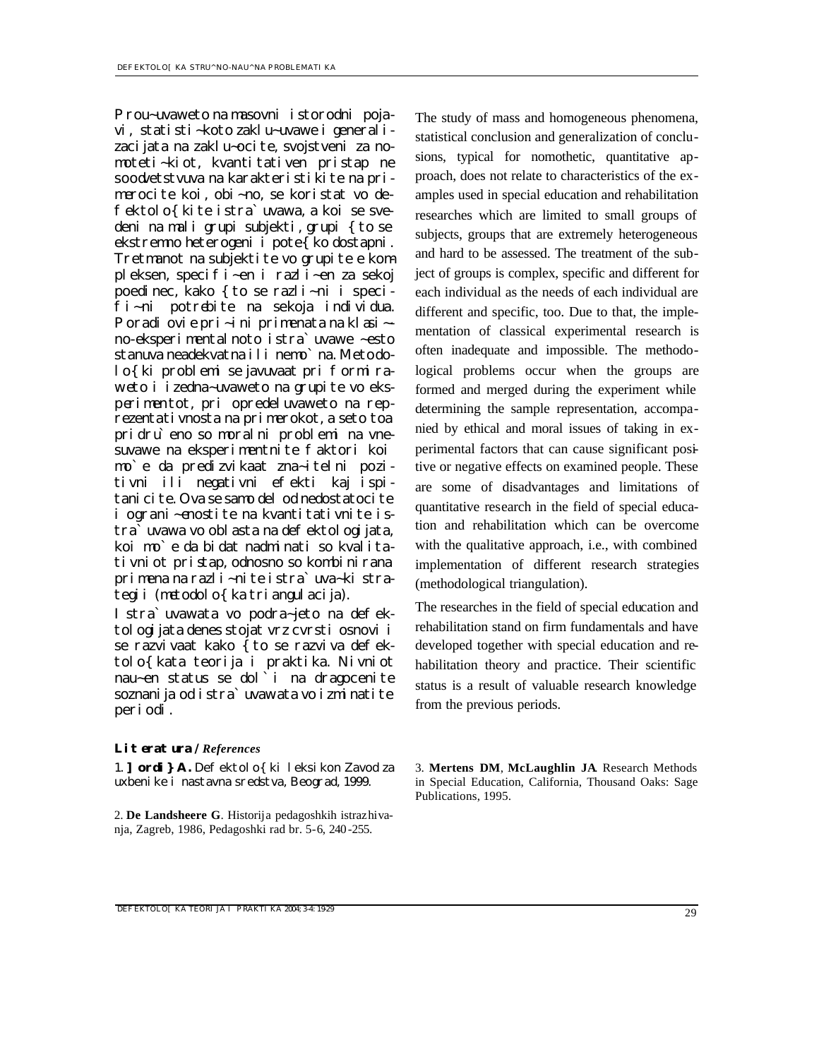Prou~uvaweto na masovni istorodni pojavi, statisti~koto zaklu~uvawe i generalizacijata na zaklu~ocite, svojstveni za nomoteti~kiot, kvantitativen pristap ne soodvetstvuva na karakteristikite na primerocite koi, obi~no, se koristat vo defektolo{kite istra`uvawa, a koi se svedeni na mali grupi subjekti, grupi {to se ekstremno heterogeni i pote{ko dostapni. Tretmanot na subjektite vo grupite e kompleksen, specifi~en i razli~en za sekoj poedinec, kako {to se razli~ni i specifi~ni potrebite na sekoja individua. Poradi ovie pri~ini primenata na klasi~no-eksperimentalnoto istra`uvawe ~esto stanuva neadekvatna ili nemo`na. Metodolo{ki problemi se javuvaat pri formiraweto i izedna~uvaweto na grupite vo eksperimentot, pri opredeluvaweto na reprezentativnosta na primerokot, a seto toa pridru`eno so moralni problemi na vnesuvawe na eksperimentnite faktori koi mo`e da predizvikaat zna~itelni pozitivni ili negativni efekti kaj ispitanicite. Ova se samo del od nedostatocite i ograni~enostite na kvantitativnite istra`uvawa vo oblasta na defektologijata, koi mo`e da bidat nadminati so kvalitativniot pristap, odnosno so kombinirana primena na razli~nite istra`uva~ki strategii (metodolo{ka triangulacija).

Istra`uvawata vo podra~jeto na defektologijata denes stojat vrz cvrsti osnovi i se razvivaat kako {to se razviva defektolo{kata teorija i praktika. Nivniot nau~en status se dol`i na dragocenite soznanija od istra`uvawata vo izminatite periodi.

The study of mass and homogeneous phenomena, statistical conclusion and generalization of conclusions, typical for nomothetic, quantitative approach, does not relate to characteristics of the examples used in special education and rehabilitation researches which are limited to small groups of subjects, groups that are extremely heterogeneous and hard to be assessed. The treatment of the subject of groups is complex, specific and different for each individual as the needs of each individual are different and specific, too. Due to that, the implementation of classical experimental research is often inadequate and impossible. The methodological problems occur when the groups are formed and merged during the experiment while determining the sample representation, accompanied by ethical and moral issues of taking in experimental factors that can cause significant positive or negative effects on examined people. These are some of disadvantages and limitations of quantitative research in the field of special education and rehabilitation which can be overcome with the qualitative approach, i.e., with combined implementation of different research strategies (methodological triangulation).

The researches in the field of special education and rehabilitation stand on firm fundamentals and have developed together with special education and rehabilitation theory and practice. Their scientific status is a result of valuable research knowledge from the previous periods.

## Literatura / *References*

1. **]ordi} A.** Defektolo{ki leksikon Zavod za uxbenike i nastavna sredstva, Beograd, 1999.

2. **De Landsheere G**. Historija pedagoshkih istrazhivanja, Zagreb, 1986, Pedagoshki rad br. 5-6, 240-255.

3. **Mertens DM**, **McLaughlin JA**. Research Methods in Special Education, California, Thousand Oaks: Sage Publications, 1995.